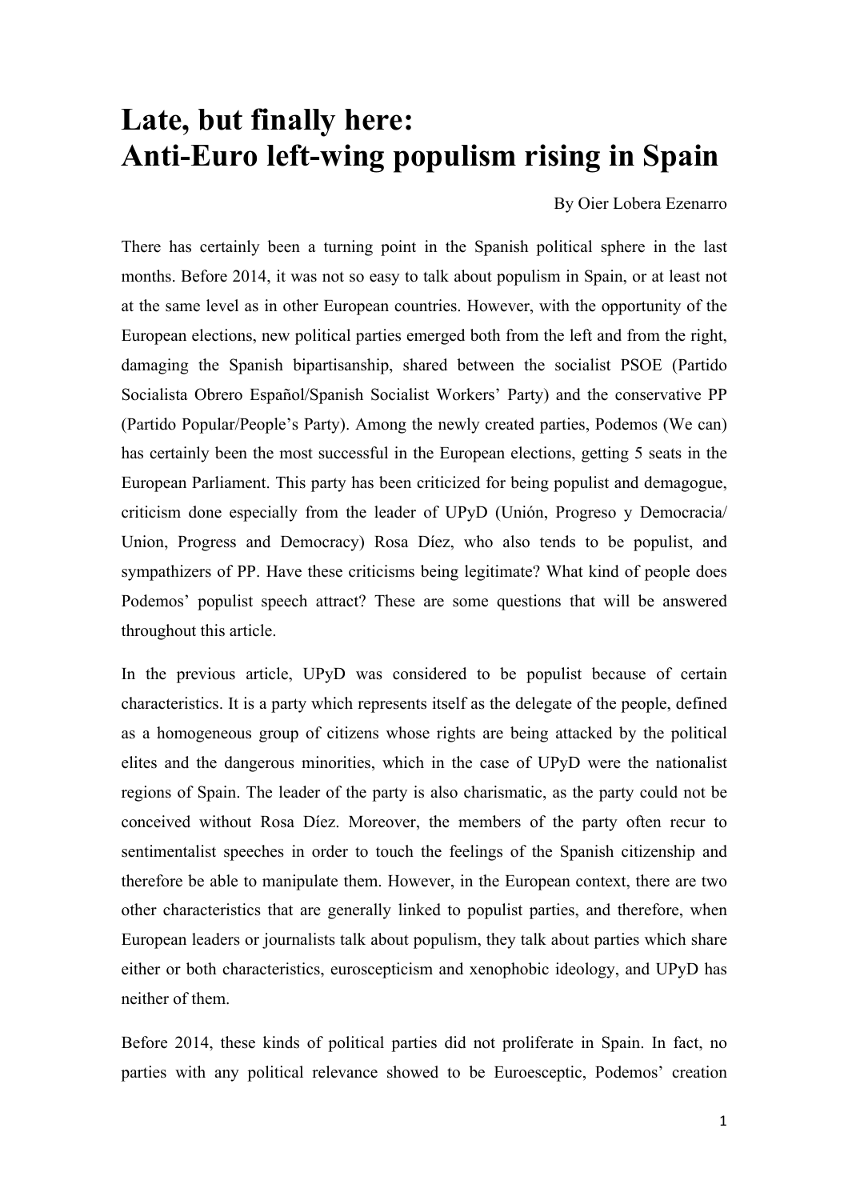# Late, but finally here:
# Anti-Euro left-wing populism rising in Spain

By Oier Lobera Ezenarro

There has certainly been a turning point in the Spanish political sphere in the last months. Before 2014, it was not so easy to talk about populism in Spain, or at least not at the same level as in other European countries. However, with the opportunity of the European elections, new political parties emerged both from the left and from the right, damaging the Spanish bipartisanship, shared between the socialist PSOE (Partido Socialista Obrero Español/Spanish Socialist Workers' Party) and the conservative PP (Partido Popular/People's Party). Among the newly created parties, Podemos (We can) has certainly been the most successful in the European elections, getting 5 seats in the European Parliament. This party has been criticized for being populist and demagogue, criticism done especially from the leader of UPyD (Unión, Progreso y Democracia/ Union, Progress and Democracy) Rosa Díez, who also tends to be populist, and sympathizers of PP. Have these criticisms being legitimate? What kind of people does Podemos' populist speech attract? These are some questions that will be answered throughout this article.

In the previous article, UPyD was considered to be populist because of certain characteristics. It is a party which represents itself as the delegate of the people, defined as a homogeneous group of citizens whose rights are being attacked by the political elites and the dangerous minorities, which in the case of UPyD were the nationalist regions of Spain. The leader of the party is also charismatic, as the party could not be conceived without Rosa Díez. Moreover, the members of the party often recur to sentimentalist speeches in order to touch the feelings of the Spanish citizenship and therefore be able to manipulate them. However, in the European context, there are two other characteristics that are generally linked to populist parties, and therefore, when European leaders or journalists talk about populism, they talk about parties which share either or both characteristics, euroscepticism and xenophobic ideology, and UPyD has neither of them.

Before 2014, these kinds of political parties did not proliferate in Spain. In fact, no parties with any political relevance showed to be Euroesceptic, Podemos' creation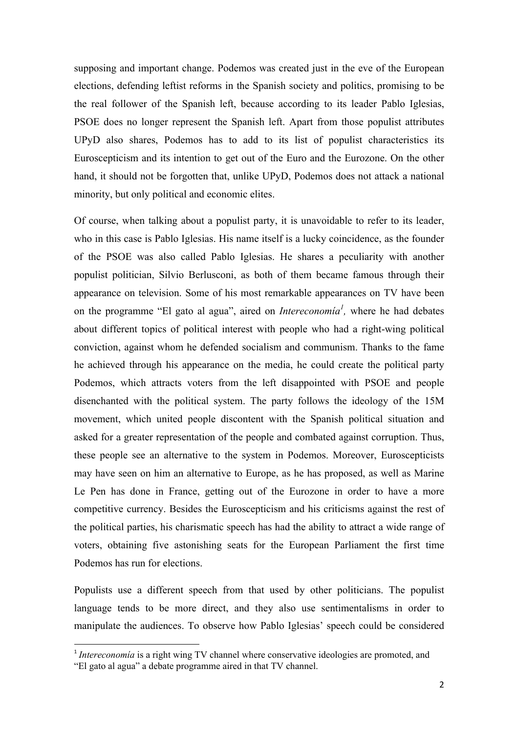supposing and important change. Podemos was created just in the eve of the European elections, defending leftist reforms in the Spanish society and politics, promising to be the real follower of the Spanish left, because according to its leader Pablo Iglesias, PSOE does no longer represent the Spanish left. Apart from those populist attributes UPyD also shares, Podemos has to add to its list of populist characteristics its Euroscepticism and its intention to get out of the Euro and the Eurozone. On the other hand, it should not be forgotten that, unlike UPyD, Podemos does not attack a national minority, but only political and economic elites.

Of course, when talking about a populist party, it is unavoidable to refer to its leader, who in this case is Pablo Iglesias. His name itself is a lucky coincidence, as the founder of the PSOE was also called Pablo Iglesias. He shares a peculiarity with another populist politician, Silvio Berlusconi, as both of them became famous through their appearance on television. Some of his most remarkable appearances on TV have been on the programme "El gato al agua", aired on *Intereconomía*[1], where he had debates about different topics of political interest with people who had a right-wing political conviction, against whom he defended socialism and communism. Thanks to the fame he achieved through his appearance on the media, he could create the political party Podemos, which attracts voters from the left disappointed with PSOE and people disenchanted with the political system. The party follows the ideology of the 15M movement, which united people discontent with the Spanish political situation and asked for a greater representation of the people and combated against corruption. Thus, these people see an alternative to the system in Podemos. Moreover, Euroscepticists may have seen on him an alternative to Europe, as he has proposed, as well as Marine Le Pen has done in France, getting out of the Eurozone in order to have a more competitive currency. Besides the Euroscepticism and his criticisms against the rest of the political parties, his charismatic speech has had the ability to attract a wide range of voters, obtaining five astonishing seats for the European Parliament the first time Podemos has run for elections.

Populists use a different speech from that used by other politicians. The populist language tends to be more direct, and they also use sentimentalisms in order to manipulate the audiences. To observe how Pablo Iglesias' speech could be considered

---

[1] *Intereconomía* is a right wing TV channel where conservative ideologies are promoted, and "El gato al agua" a debate programme aired in that TV channel.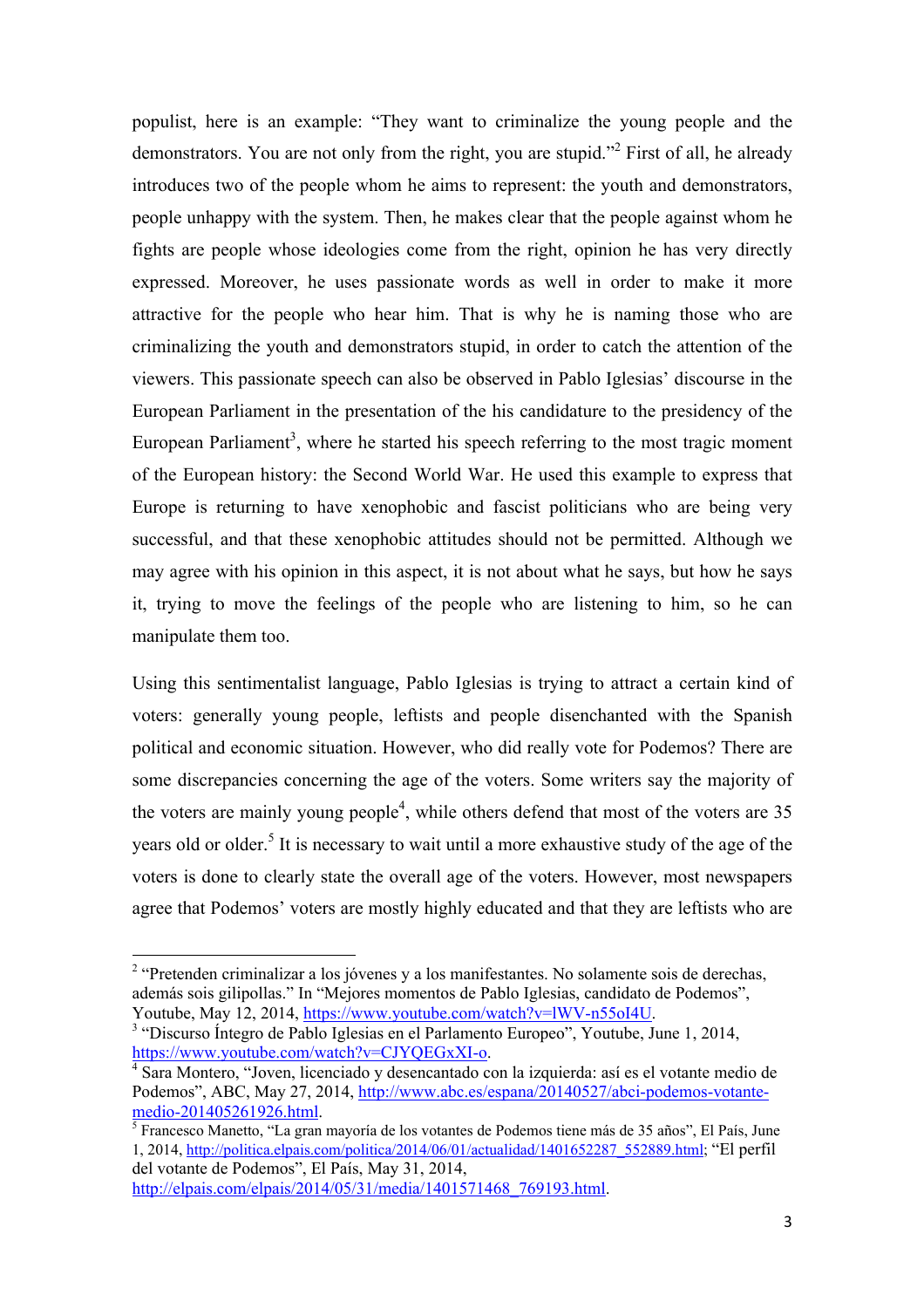populist, here is an example: "They want to criminalize the young people and the demonstrators. You are not only from the right, you are stupid."[2] First of all, he already introduces two of the people whom he aims to represent: the youth and demonstrators, people unhappy with the system. Then, he makes clear that the people against whom he fights are people whose ideologies come from the right, opinion he has very directly expressed. Moreover, he uses passionate words as well in order to make it more attractive for the people who hear him. That is why he is naming those who are criminalizing the youth and demonstrators stupid, in order to catch the attention of the viewers. This passionate speech can also be observed in Pablo Iglesias' discourse in the European Parliament in the presentation of the his candidature to the presidency of the European Parliament[3], where he started his speech referring to the most tragic moment of the European history: the Second World War. He used this example to express that Europe is returning to have xenophobic and fascist politicians who are being very successful, and that these xenophobic attitudes should not be permitted. Although we may agree with his opinion in this aspect, it is not about what he says, but how he says it, trying to move the feelings of the people who are listening to him, so he can manipulate them too.

Using this sentimentalist language, Pablo Iglesias is trying to attract a certain kind of voters: generally young people, leftists and people disenchanted with the Spanish political and economic situation. However, who did really vote for Podemos? There are some discrepancies concerning the age of the voters. Some writers say the majority of the voters are mainly young people[4], while others defend that most of the voters are 35 years old or older.[5] It is necessary to wait until a more exhaustive study of the age of the voters is done to clearly state the overall age of the voters. However, most newspapers agree that Podemos' voters are mostly highly educated and that they are leftists who are

---

[2] "Pretenden criminalizar a los jóvenes y a los manifestantes. No solamente sois de derechas, además sois gilipollas." In "Mejores momentos de Pablo Iglesias, candidato de Podemos", Youtube, May 12, 2014, https://www.youtube.com/watch?v=lWV-n55oI4U.

[3] "Discurso Íntegro de Pablo Iglesias en el Parlamento Europeo", Youtube, June 1, 2014, https://www.youtube.com/watch?v=CJYQEGxXI-o.

[4] Sara Montero, "Joven, licenciado y desencantado con la izquierda: así es el votante medio de Podemos", ABC, May 27, 2014, http://www.abc.es/espana/20140527/abci-podemos-votante-medio-201405261926.html.

[5] Francesco Manetto, "La gran mayoría de los votantes de Podemos tiene más de 35 años", El País, June 1, 2014, http://politica.elpais.com/politica/2014/06/01/actualidad/1401652287_552889.html; "El perfil del votante de Podemos", El País, May 31, 2014, http://elpais.com/elpais/2014/05/31/media/1401571468_769193.html.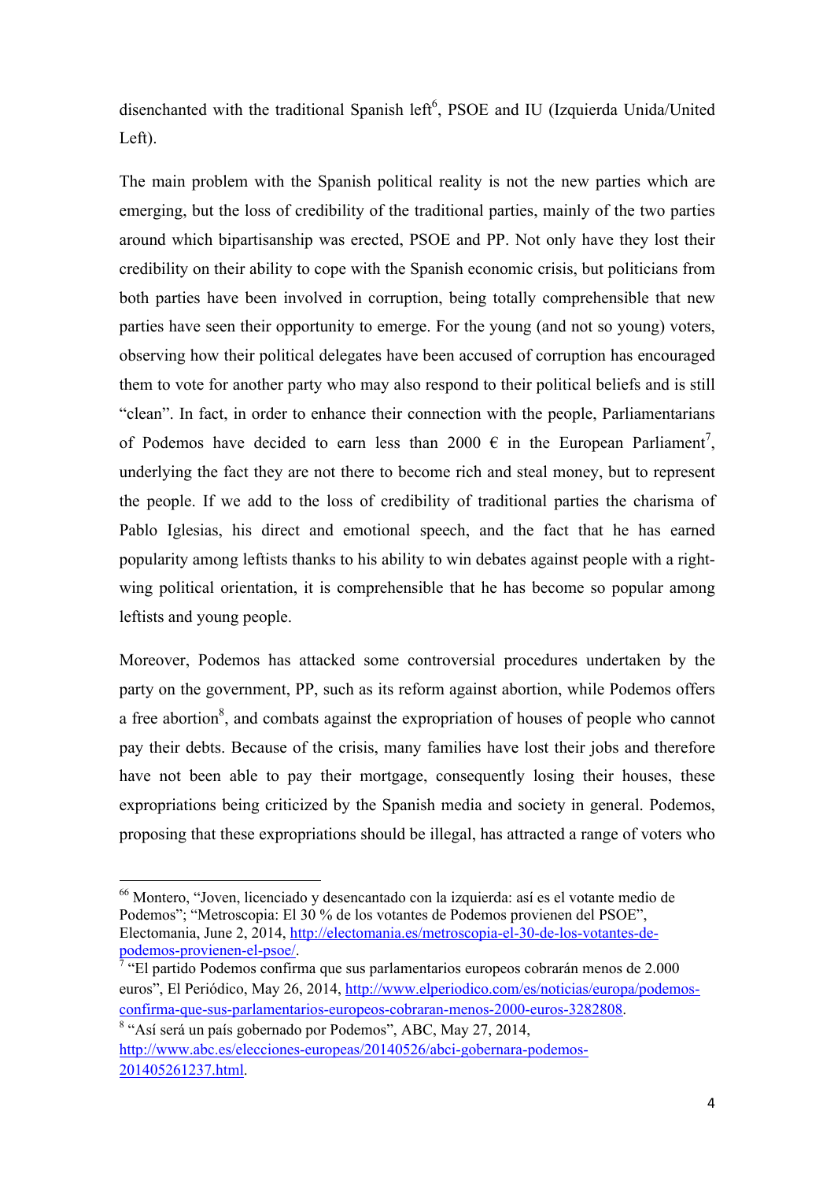disenchanted with the traditional Spanish left[6], PSOE and IU (Izquierda Unida/United Left).

The main problem with the Spanish political reality is not the new parties which are emerging, but the loss of credibility of the traditional parties, mainly of the two parties around which bipartisanship was erected, PSOE and PP. Not only have they lost their credibility on their ability to cope with the Spanish economic crisis, but politicians from both parties have been involved in corruption, being totally comprehensible that new parties have seen their opportunity to emerge. For the young (and not so young) voters, observing how their political delegates have been accused of corruption has encouraged them to vote for another party who may also respond to their political beliefs and is still "clean". In fact, in order to enhance their connection with the people, Parliamentarians of Podemos have decided to earn less than 2000 € in the European Parliament[7], underlying the fact they are not there to become rich and steal money, but to represent the people. If we add to the loss of credibility of traditional parties the charisma of Pablo Iglesias, his direct and emotional speech, and the fact that he has earned popularity among leftists thanks to his ability to win debates against people with a right-wing political orientation, it is comprehensible that he has become so popular among leftists and young people.

Moreover, Podemos has attacked some controversial procedures undertaken by the party on the government, PP, such as its reform against abortion, while Podemos offers a free abortion[8], and combats against the expropriation of houses of people who cannot pay their debts. Because of the crisis, many families have lost their jobs and therefore have not been able to pay their mortgage, consequently losing their houses, these expropriations being criticized by the Spanish media and society in general. Podemos, proposing that these expropriations should be illegal, has attracted a range of voters who

---

[66] Montero, "Joven, licenciado y desencantado con la izquierda: así es el votante medio de Podemos"; "Metroscopia: El 30 % de los votantes de Podemos provienen del PSOE", Electomania, June 2, 2014, http://electomania.es/metroscopia-el-30-de-los-votantes-de-podemos-provienen-el-psoe/.

[7] "El partido Podemos confirma que sus parlamentarios europeos cobrarán menos de 2.000 euros", El Periódico, May 26, 2014, http://www.elperiodico.com/es/noticias/europa/podemos-confirma-que-sus-parlamentarios-europeos-cobraran-menos-2000-euros-3282808.

[8] "Así será un país gobernado por Podemos", ABC, May 27, 2014, http://www.abc.es/elecciones-europeas/20140526/abci-gobernara-podemos-201405261237.html.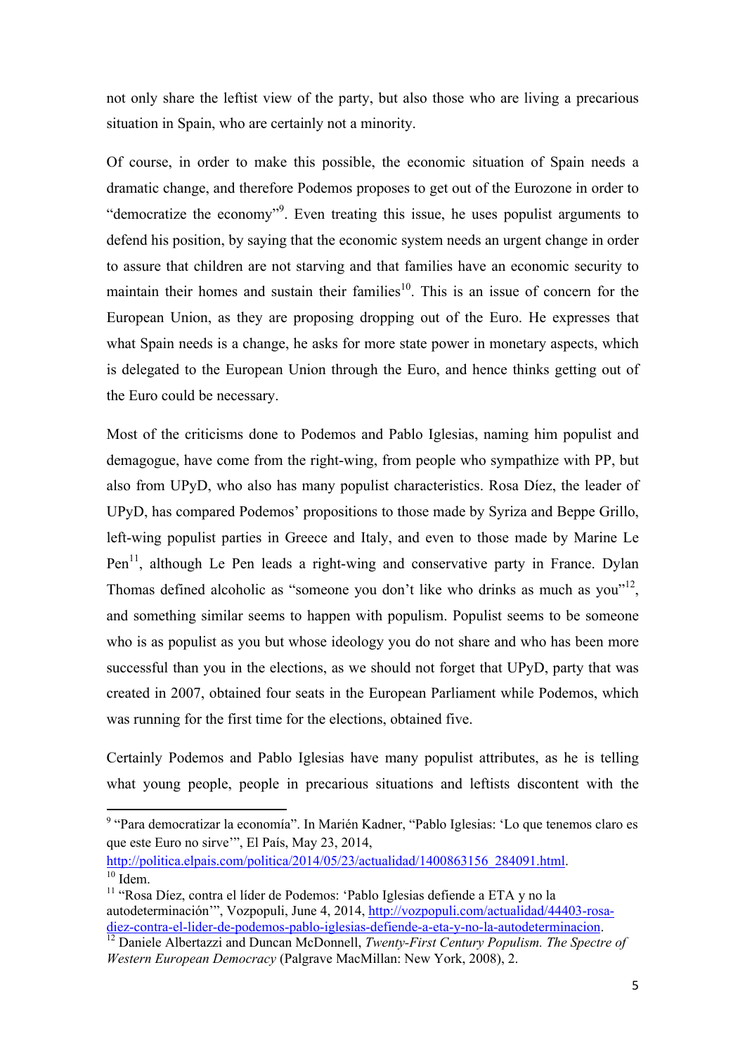not only share the leftist view of the party, but also those who are living a precarious situation in Spain, who are certainly not a minority.

Of course, in order to make this possible, the economic situation of Spain needs a dramatic change, and therefore Podemos proposes to get out of the Eurozone in order to "democratize the economy"[9]. Even treating this issue, he uses populist arguments to defend his position, by saying that the economic system needs an urgent change in order to assure that children are not starving and that families have an economic security to maintain their homes and sustain their families[10]. This is an issue of concern for the European Union, as they are proposing dropping out of the Euro. He expresses that what Spain needs is a change, he asks for more state power in monetary aspects, which is delegated to the European Union through the Euro, and hence thinks getting out of the Euro could be necessary.

Most of the criticisms done to Podemos and Pablo Iglesias, naming him populist and demagogue, have come from the right-wing, from people who sympathize with PP, but also from UPyD, who also has many populist characteristics. Rosa Díez, the leader of UPyD, has compared Podemos' propositions to those made by Syriza and Beppe Grillo, left-wing populist parties in Greece and Italy, and even to those made by Marine Le Pen[11], although Le Pen leads a right-wing and conservative party in France. Dylan Thomas defined alcoholic as "someone you don't like who drinks as much as you"[12], and something similar seems to happen with populism. Populist seems to be someone who is as populist as you but whose ideology you do not share and who has been more successful than you in the elections, as we should not forget that UPyD, party that was created in 2007, obtained four seats in the European Parliament while Podemos, which was running for the first time for the elections, obtained five.

Certainly Podemos and Pablo Iglesias have many populist attributes, as he is telling what young people, people in precarious situations and leftists discontent with the

---

[9] "Para democratizar la economía". In Marién Kadner, "Pablo Iglesias: 'Lo que tenemos claro es que este Euro no sirve'", El País, May 23, 2014, http://politica.elpais.com/politica/2014/05/23/actualidad/1400863156_284091.html.

[10] Idem.

[11] "Rosa Díez, contra el líder de Podemos: 'Pablo Iglesias defiende a ETA y no la autodeterminación'", Vozpopuli, June 4, 2014, http://vozpopuli.com/actualidad/44403-rosa-diez-contra-el-lider-de-podemos-pablo-iglesias-defiende-a-eta-y-no-la-autodeterminacion.

[12] Daniele Albertazzi and Duncan McDonnell, *Twenty-First Century Populism. The Spectre of Western European Democracy* (Palgrave MacMillan: New York, 2008), 2.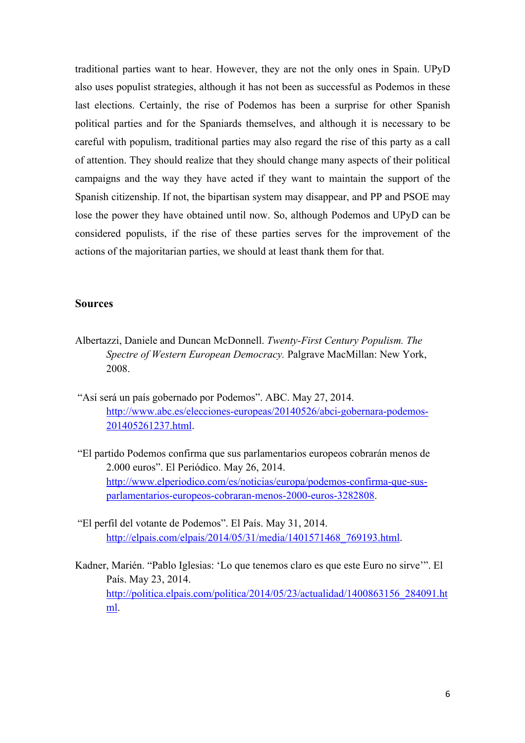traditional parties want to hear. However, they are not the only ones in Spain. UPyD also uses populist strategies, although it has not been as successful as Podemos in these last elections. Certainly, the rise of Podemos has been a surprise for other Spanish political parties and for the Spaniards themselves, and although it is necessary to be careful with populism, traditional parties may also regard the rise of this party as a call of attention. They should realize that they should change many aspects of their political campaigns and the way they have acted if they want to maintain the support of the Spanish citizenship. If not, the bipartisan system may disappear, and PP and PSOE may lose the power they have obtained until now. So, although Podemos and UPyD can be considered populists, if the rise of these parties serves for the improvement of the actions of the majoritarian parties, we should at least thank them for that.

## Sources

Albertazzi, Daniele and Duncan McDonnell. *Twenty-First Century Populism. The Spectre of Western European Democracy.* Palgrave MacMillan: New York, 2008.

"Así será un país gobernado por Podemos". ABC. May 27, 2014. http://www.abc.es/elecciones-europeas/20140526/abci-gobernara-podemos-201405261237.html.

"El partido Podemos confirma que sus parlamentarios europeos cobrarán menos de 2.000 euros". El Periódico. May 26, 2014. http://www.elperiodico.com/es/noticias/europa/podemos-confirma-que-sus-parlamentarios-europeos-cobraran-menos-2000-euros-3282808.

"El perfil del votante de Podemos". El País. May 31, 2014. http://elpais.com/elpais/2014/05/31/media/1401571468_769193.html.

Kadner, Marién. "Pablo Iglesias: 'Lo que tenemos claro es que este Euro no sirve'". El País. May 23, 2014. http://politica.elpais.com/politica/2014/05/23/actualidad/1400863156_284091.html.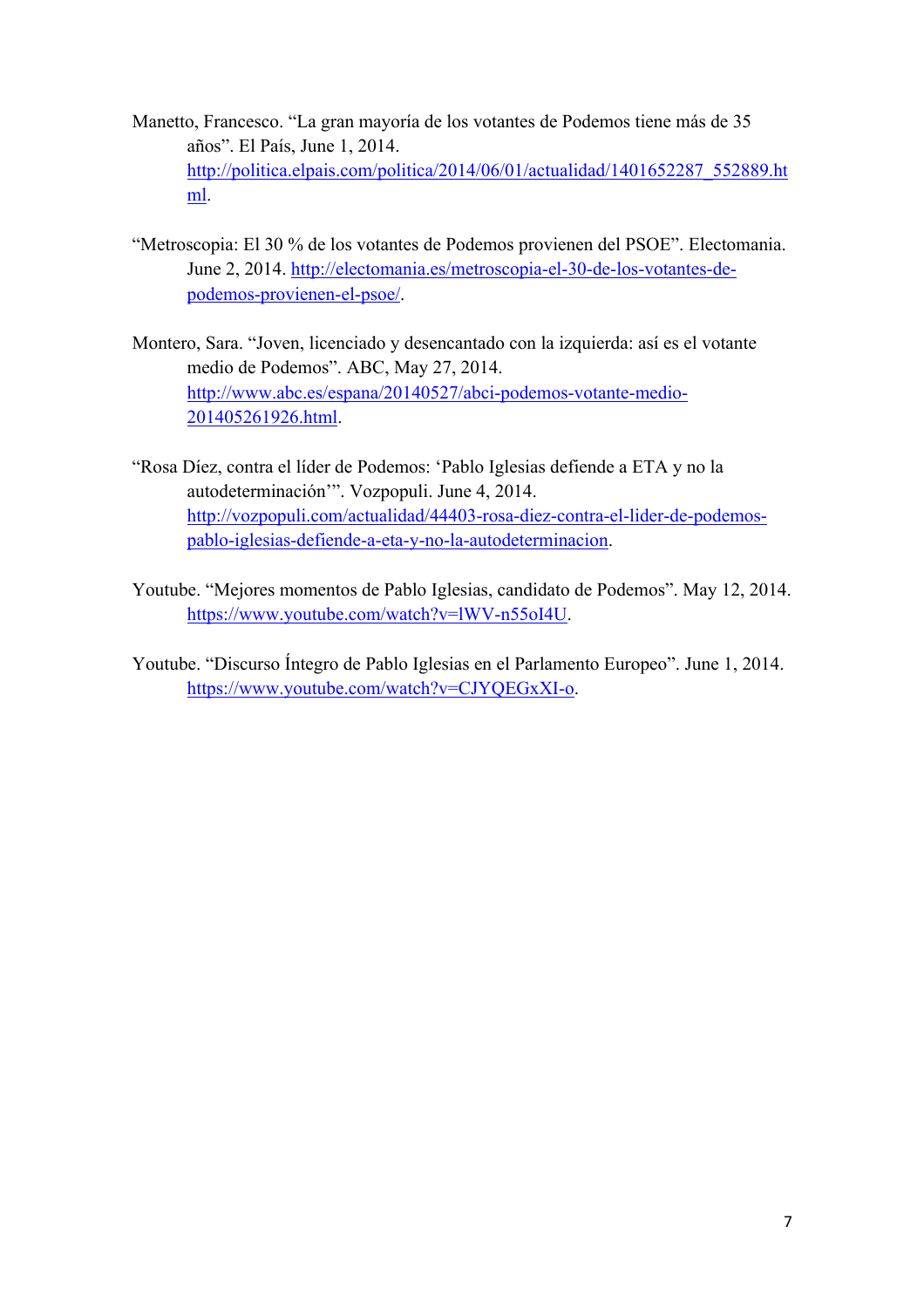Manetto, Francesco. “La gran mayoría de los votantes de Podemos tiene más de 35 años”. El País, June 1, 2014. http://politica.elpais.com/politica/2014/06/01/actualidad/1401652287_552889.html.

“Metroscopia: El 30 % de los votantes de Podemos provienen del PSOE”. Electomania. June 2, 2014. http://electomania.es/metroscopia-el-30-de-los-votantes-de-podemos-provienen-el-psoe/.

Montero, Sara. “Joven, licenciado y desencantado con la izquierda: así es el votante medio de Podemos”. ABC, May 27, 2014. http://www.abc.es/espana/20140527/abci-podemos-votante-medio-201405261926.html.

“Rosa Díez, contra el líder de Podemos: ‘Pablo Iglesias defiende a ETA y no la autodeterminación’”. Vozpopuli. June 4, 2014. http://vozpopuli.com/actualidad/44403-rosa-diez-contra-el-lider-de-podemos-pablo-iglesias-defiende-a-eta-y-no-la-autodeterminacion.

Youtube. “Mejores momentos de Pablo Iglesias, candidato de Podemos”. May 12, 2014. https://www.youtube.com/watch?v=lWV-n55oI4U.

Youtube. “Discurso Íntegro de Pablo Iglesias en el Parlamento Europeo”. June 1, 2014. https://www.youtube.com/watch?v=CJYQEGxXI-o.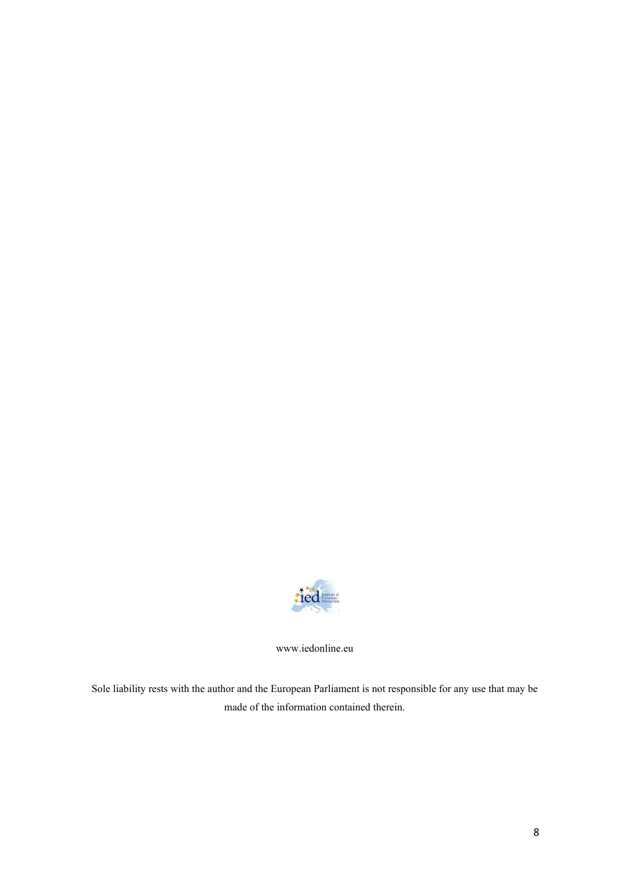www.iedonline.eu

Sole liability rests with the author and the European Parliament is not responsible for any use that may be made of the information contained therein.